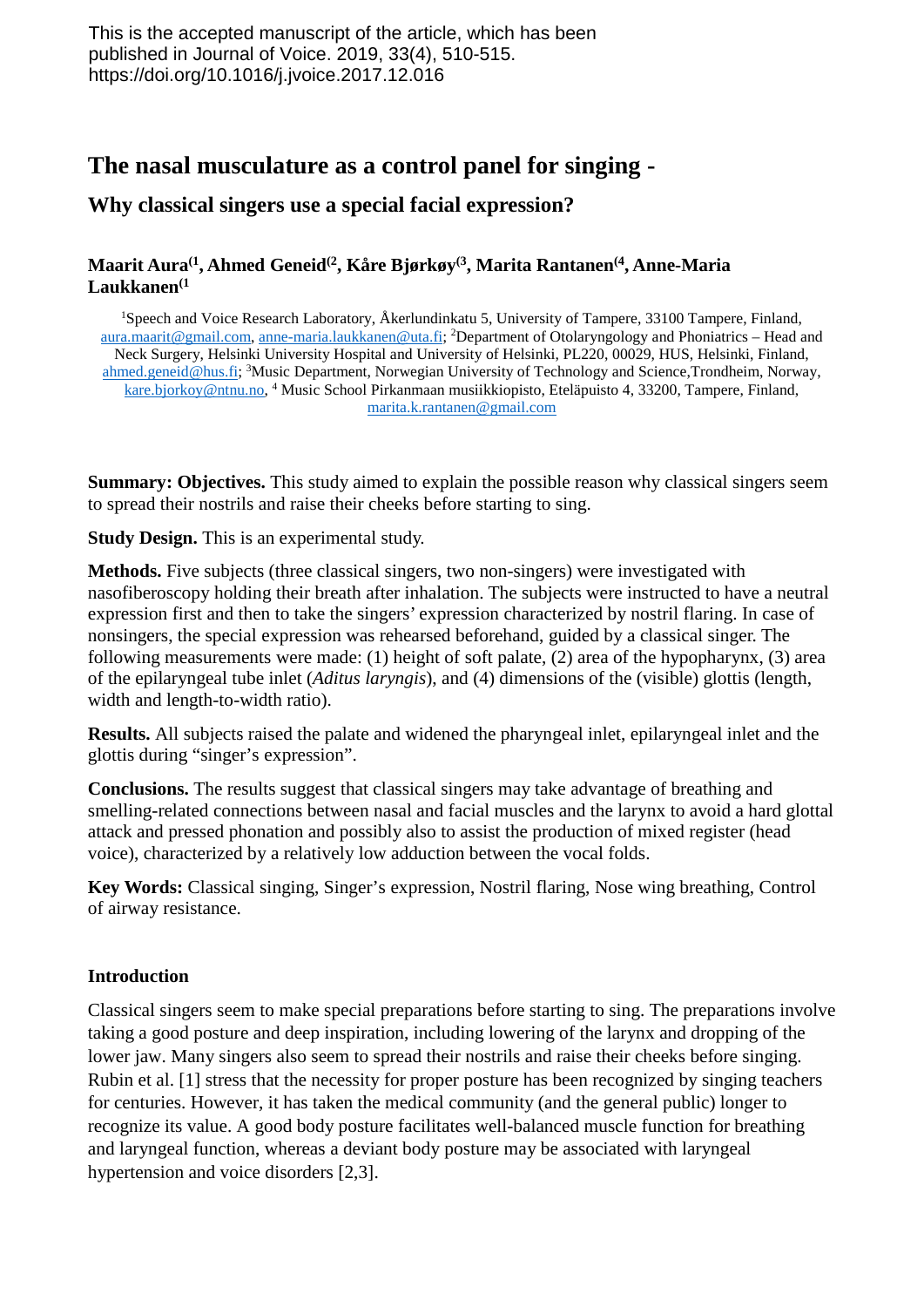This is the accepted manuscript of the article, which has been published in Journal of Voice. 2019, 33(4), 510-515. https://doi.org/10.1016/j.jvoice.2017.12.016

# The nasal musculature as a control panel for singing - Why classical singers use a special facial expression?

**Maarit Aura[1], Ahmed Geneid[2], Kåre Bjørkøy[3], Marita Rantanen[4], Anne-Maria Laukkanen[1]**

[1]Speech and Voice Research Laboratory, Åkerlundinkatu 5, University of Tampere, 33100 Tampere, Finland, aura.maarit@gmail.com, anne-maria.laukkanen@uta.fi; [2]Department of Otolaryngology and Phoniatrics – Head and Neck Surgery, Helsinki University Hospital and University of Helsinki, PL220, 00029, HUS, Helsinki, Finland, ahmed.geneid@hus.fi; [3]Music Department, Norwegian University of Technology and Science,Trondheim, Norway, kare.bjorkoy@ntnu.no, [4] Music School Pirkanmaan musiikkiopisto, Eteläpuisto 4, 33200, Tampere, Finland, marita.k.rantanen@gmail.com

**Summary: Objectives.** This study aimed to explain the possible reason why classical singers seem to spread their nostrils and raise their cheeks before starting to sing.

**Study Design.** This is an experimental study.

**Methods.** Five subjects (three classical singers, two non-singers) were investigated with nasofiberoscopy holding their breath after inhalation. The subjects were instructed to have a neutral expression first and then to take the singers' expression characterized by nostril flaring. In case of nonsingers, the special expression was rehearsed beforehand, guided by a classical singer. The following measurements were made: (1) height of soft palate, (2) area of the hypopharynx, (3) area of the epilaryngeal tube inlet (*Aditus laryngis*), and (4) dimensions of the (visible) glottis (length, width and length-to-width ratio).

**Results.** All subjects raised the palate and widened the pharyngeal inlet, epilaryngeal inlet and the glottis during "singer's expression".

**Conclusions.** The results suggest that classical singers may take advantage of breathing and smelling-related connections between nasal and facial muscles and the larynx to avoid a hard glottal attack and pressed phonation and possibly also to assist the production of mixed register (head voice), characterized by a relatively low adduction between the vocal folds.

**Key Words:** Classical singing, Singer's expression, Nostril flaring, Nose wing breathing, Control of airway resistance.

## Introduction

Classical singers seem to make special preparations before starting to sing. The preparations involve taking a good posture and deep inspiration, including lowering of the larynx and dropping of the lower jaw. Many singers also seem to spread their nostrils and raise their cheeks before singing. Rubin et al. [1] stress that the necessity for proper posture has been recognized by singing teachers for centuries. However, it has taken the medical community (and the general public) longer to recognize its value. A good body posture facilitates well-balanced muscle function for breathing and laryngeal function, whereas a deviant body posture may be associated with laryngeal hypertension and voice disorders [2,3].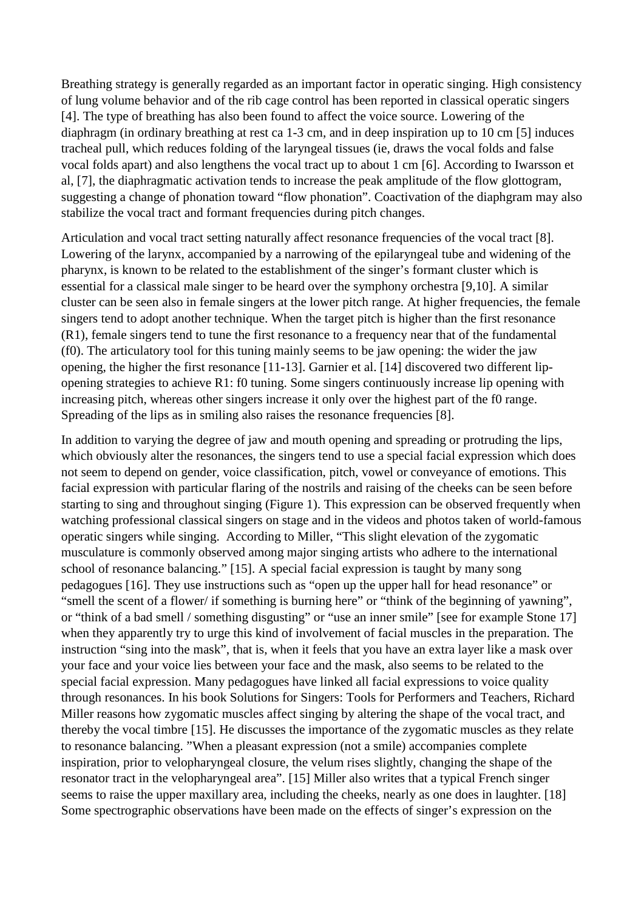Breathing strategy is generally regarded as an important factor in operatic singing. High consistency of lung volume behavior and of the rib cage control has been reported in classical operatic singers [4]. The type of breathing has also been found to affect the voice source. Lowering of the diaphragm (in ordinary breathing at rest ca 1-3 cm, and in deep inspiration up to 10 cm [5] induces tracheal pull, which reduces folding of the laryngeal tissues (ie, draws the vocal folds and false vocal folds apart) and also lengthens the vocal tract up to about 1 cm [6]. According to Iwarsson et al, [7], the diaphragmatic activation tends to increase the peak amplitude of the flow glottogram, suggesting a change of phonation toward "flow phonation". Coactivation of the diaphgram may also stabilize the vocal tract and formant frequencies during pitch changes.

Articulation and vocal tract setting naturally affect resonance frequencies of the vocal tract [8]. Lowering of the larynx, accompanied by a narrowing of the epilaryngeal tube and widening of the pharynx, is known to be related to the establishment of the singer's formant cluster which is essential for a classical male singer to be heard over the symphony orchestra [9,10]. A similar cluster can be seen also in female singers at the lower pitch range. At higher frequencies, the female singers tend to adopt another technique. When the target pitch is higher than the first resonance (R1), female singers tend to tune the first resonance to a frequency near that of the fundamental (f0). The articulatory tool for this tuning mainly seems to be jaw opening: the wider the jaw opening, the higher the first resonance [11-13]. Garnier et al. [14] discovered two different lip-opening strategies to achieve R1: f0 tuning. Some singers continuously increase lip opening with increasing pitch, whereas other singers increase it only over the highest part of the f0 range. Spreading of the lips as in smiling also raises the resonance frequencies [8].

In addition to varying the degree of jaw and mouth opening and spreading or protruding the lips, which obviously alter the resonances, the singers tend to use a special facial expression which does not seem to depend on gender, voice classification, pitch, vowel or conveyance of emotions. This facial expression with particular flaring of the nostrils and raising of the cheeks can be seen before starting to sing and throughout singing (Figure 1). This expression can be observed frequently when watching professional classical singers on stage and in the videos and photos taken of world-famous operatic singers while singing. According to Miller, "This slight elevation of the zygomatic musculature is commonly observed among major singing artists who adhere to the international school of resonance balancing." [15]. A special facial expression is taught by many song pedagogues [16]. They use instructions such as "open up the upper hall for head resonance" or "smell the scent of a flower/ if something is burning here" or "think of the beginning of yawning", or "think of a bad smell / something disgusting" or "use an inner smile" [see for example Stone 17] when they apparently try to urge this kind of involvement of facial muscles in the preparation. The instruction "sing into the mask", that is, when it feels that you have an extra layer like a mask over your face and your voice lies between your face and the mask, also seems to be related to the special facial expression. Many pedagogues have linked all facial expressions to voice quality through resonances. In his book Solutions for Singers: Tools for Performers and Teachers, Richard Miller reasons how zygomatic muscles affect singing by altering the shape of the vocal tract, and thereby the vocal timbre [15]. He discusses the importance of the zygomatic muscles as they relate to resonance balancing. "When a pleasant expression (not a smile) accompanies complete inspiration, prior to velopharyngeal closure, the velum rises slightly, changing the shape of the resonator tract in the velopharyngeal area". [15] Miller also writes that a typical French singer seems to raise the upper maxillary area, including the cheeks, nearly as one does in laughter. [18] Some spectrographic observations have been made on the effects of singer's expression on the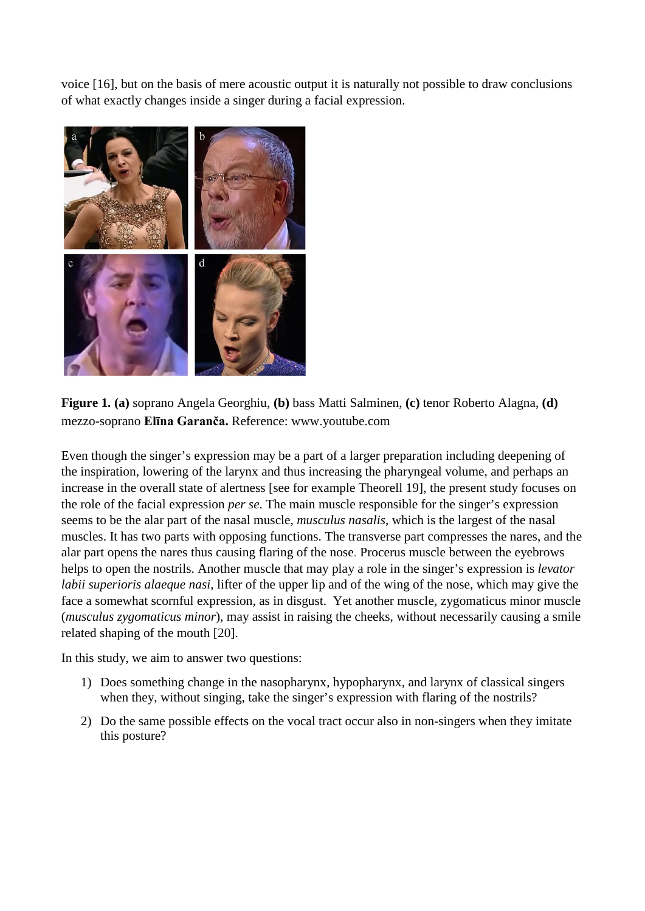voice [16], but on the basis of mere acoustic output it is naturally not possible to draw conclusions of what exactly changes inside a singer during a facial expression.

**Figure 1. (a)** soprano Angela Georghiu, **(b)** bass Matti Salminen, **(c)** tenor Roberto Alagna, **(d)** mezzo-soprano **Elīna Garanča.** Reference: www.youtube.com

Even though the singer's expression may be a part of a larger preparation including deepening of the inspiration, lowering of the larynx and thus increasing the pharyngeal volume, and perhaps an increase in the overall state of alertness [see for example Theorell 19], the present study focuses on the role of the facial expression *per se*. The main muscle responsible for the singer's expression seems to be the alar part of the nasal muscle, *musculus nasalis*, which is the largest of the nasal muscles. It has two parts with opposing functions. The transverse part compresses the nares, and the alar part opens the nares thus causing flaring of the nose. Procerus muscle between the eyebrows helps to open the nostrils. Another muscle that may play a role in the singer's expression is *levator labii superioris alaeque nasi*, lifter of the upper lip and of the wing of the nose, which may give the face a somewhat scornful expression, as in disgust. Yet another muscle, zygomaticus minor muscle (*musculus zygomaticus minor*), may assist in raising the cheeks, without necessarily causing a smile related shaping of the mouth [20].

In this study, we aim to answer two questions:

1) Does something change in the nasopharynx, hypopharynx, and larynx of classical singers when they, without singing, take the singer's expression with flaring of the nostrils?
2) Do the same possible effects on the vocal tract occur also in non-singers when they imitate this posture?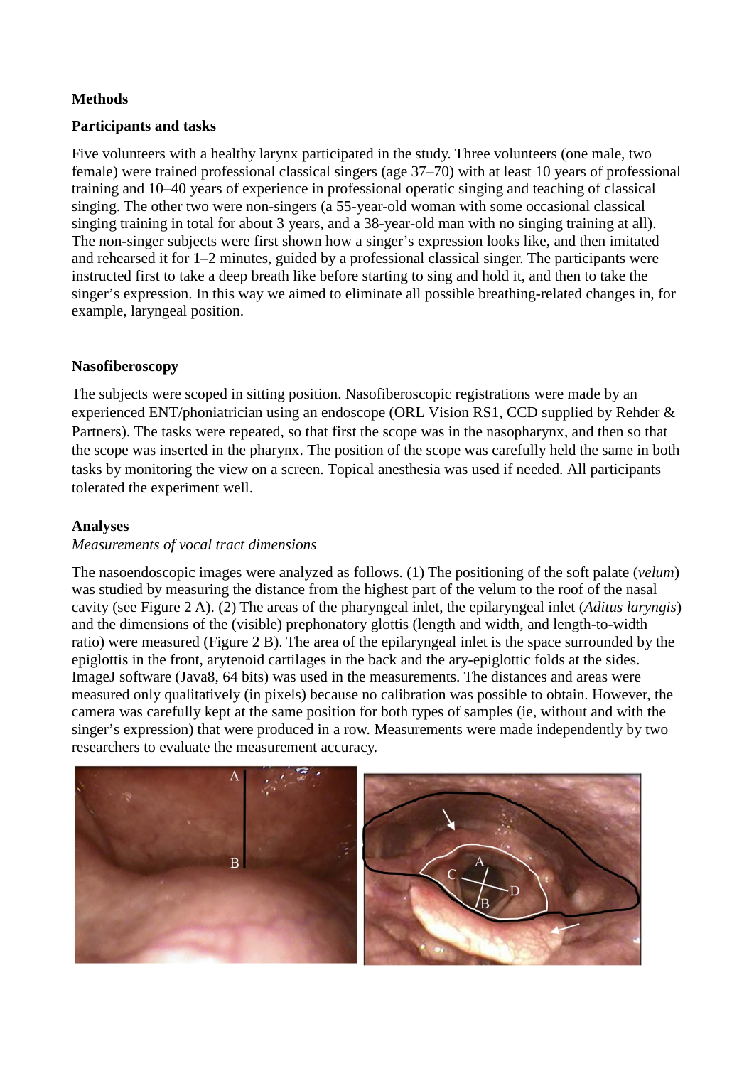**Methods**

**Participants and tasks**

Five volunteers with a healthy larynx participated in the study. Three volunteers (one male, two female) were trained professional classical singers (age 37–70) with at least 10 years of professional training and 10–40 years of experience in professional operatic singing and teaching of classical singing. The other two were non-singers (a 55-year-old woman with some occasional classical singing training in total for about 3 years, and a 38-year-old man with no singing training at all). The non-singer subjects were first shown how a singer's expression looks like, and then imitated and rehearsed it for 1–2 minutes, guided by a professional classical singer. The participants were instructed first to take a deep breath like before starting to sing and hold it, and then to take the singer's expression. In this way we aimed to eliminate all possible breathing-related changes in, for example, laryngeal position.

**Nasofiberoscopy**

The subjects were scoped in sitting position. Nasofiberoscopic registrations were made by an experienced ENT/phoniatrician using an endoscope (ORL Vision RS1, CCD supplied by Rehder & Partners). The tasks were repeated, so that first the scope was in the nasopharynx, and then so that the scope was inserted in the pharynx. The position of the scope was carefully held the same in both tasks by monitoring the view on a screen. Topical anesthesia was used if needed. All participants tolerated the experiment well.

**Analyses**

*Measurements of vocal tract dimensions*

The nasoendoscopic images were analyzed as follows. (1) The positioning of the soft palate (*velum*) was studied by measuring the distance from the highest part of the velum to the roof of the nasal cavity (see Figure 2 A). (2) The areas of the pharyngeal inlet, the epilaryngeal inlet (*Aditus laryngis*) and the dimensions of the (visible) prephonatory glottis (length and width, and length-to-width ratio) were measured (Figure 2 B). The area of the epilaryngeal inlet is the space surrounded by the epiglottis in the front, arytenoid cartilages in the back and the ary-epiglottic folds at the sides. ImageJ software (Java8, 64 bits) was used in the measurements. The distances and areas were measured only qualitatively (in pixels) because no calibration was possible to obtain. However, the camera was carefully kept at the same position for both types of samples (ie, without and with the singer's expression) that were produced in a row. Measurements were made independently by two researchers to evaluate the measurement accuracy.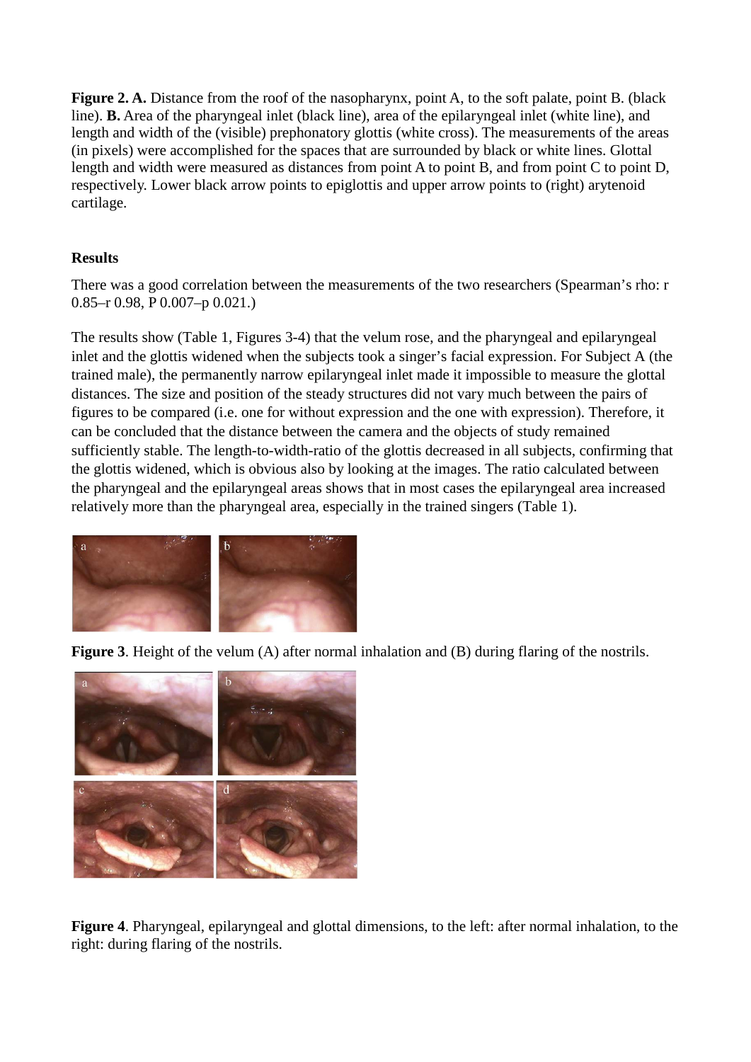**Figure 2. A.** Distance from the roof of the nasopharynx, point A, to the soft palate, point B. (black line). **B.** Area of the pharyngeal inlet (black line), area of the epilaryngeal inlet (white line), and length and width of the (visible) prephonatory glottis (white cross). The measurements of the areas (in pixels) were accomplished for the spaces that are surrounded by black or white lines. Glottal length and width were measured as distances from point A to point B, and from point C to point D, respectively. Lower black arrow points to epiglottis and upper arrow points to (right) arytenoid cartilage.

**Results**

There was a good correlation between the measurements of the two researchers (Spearman's rho: r 0.85–r 0.98, P 0.007–p 0.021.)

The results show (Table 1, Figures 3-4) that the velum rose, and the pharyngeal and epilaryngeal inlet and the glottis widened when the subjects took a singer's facial expression. For Subject A (the trained male), the permanently narrow epilaryngeal inlet made it impossible to measure the glottal distances. The size and position of the steady structures did not vary much between the pairs of figures to be compared (i.e. one for without expression and the one with expression). Therefore, it can be concluded that the distance between the camera and the objects of study remained sufficiently stable. The length-to-width-ratio of the glottis decreased in all subjects, confirming that the glottis widened, which is obvious also by looking at the images. The ratio calculated between the pharyngeal and the epilaryngeal areas shows that in most cases the epilaryngeal area increased relatively more than the pharyngeal area, especially in the trained singers (Table 1).

**Figure 3**. Height of the velum (A) after normal inhalation and (B) during flaring of the nostrils.

**Figure 4**. Pharyngeal, epilaryngeal and glottal dimensions, to the left: after normal inhalation, to the right: during flaring of the nostrils.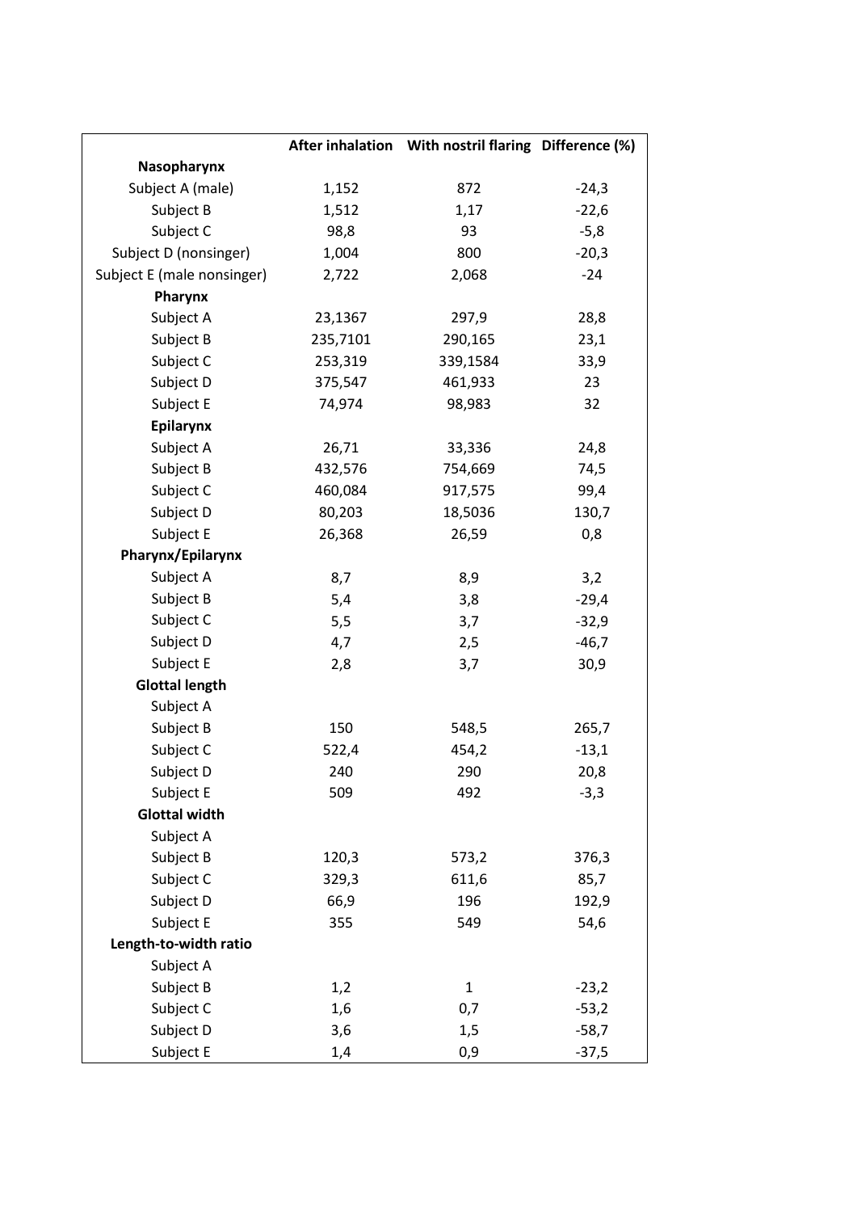| | After inhalation | With nostril flaring | Difference (%) |
|---|---|---|---|
| **Nasopharynx** | | | |
| Subject A (male) | 1,152 | 872 | -24,3 |
| Subject B | 1,512 | 1,17 | -22,6 |
| Subject C | 98,8 | 93 | -5,8 |
| Subject D (nonsinger) | 1,004 | 800 | -20,3 |
| Subject E (male nonsinger) | 2,722 | 2,068 | -24 |
| **Pharynx** | | | |
| Subject A | 23,1367 | 297,9 | 28,8 |
| Subject B | 235,7101 | 290,165 | 23,1 |
| Subject C | 253,319 | 339,1584 | 33,9 |
| Subject D | 375,547 | 461,933 | 23 |
| Subject E | 74,974 | 98,983 | 32 |
| **Epilarynx** | | | |
| Subject A | 26,71 | 33,336 | 24,8 |
| Subject B | 432,576 | 754,669 | 74,5 |
| Subject C | 460,084 | 917,575 | 99,4 |
| Subject D | 80,203 | 18,5036 | 130,7 |
| Subject E | 26,368 | 26,59 | 0,8 |
| **Pharynx/Epilarynx** | | | |
| Subject A | 8,7 | 8,9 | 3,2 |
| Subject B | 5,4 | 3,8 | -29,4 |
| Subject C | 5,5 | 3,7 | -32,9 |
| Subject D | 4,7 | 2,5 | -46,7 |
| Subject E | 2,8 | 3,7 | 30,9 |
| **Glottal length** | | | |
| Subject A | | | |
| Subject B | 150 | 548,5 | 265,7 |
| Subject C | 522,4 | 454,2 | -13,1 |
| Subject D | 240 | 290 | 20,8 |
| Subject E | 509 | 492 | -3,3 |
| **Glottal width** | | | |
| Subject A | | | |
| Subject B | 120,3 | 573,2 | 376,3 |
| Subject C | 329,3 | 611,6 | 85,7 |
| Subject D | 66,9 | 196 | 192,9 |
| Subject E | 355 | 549 | 54,6 |
| **Length-to-width ratio** | | | |
| Subject A | | | |
| Subject B | 1,2 | 1 | -23,2 |
| Subject C | 1,6 | 0,7 | -53,2 |
| Subject D | 3,6 | 1,5 | -58,7 |
| Subject E | 1,4 | 0,9 | -37,5 |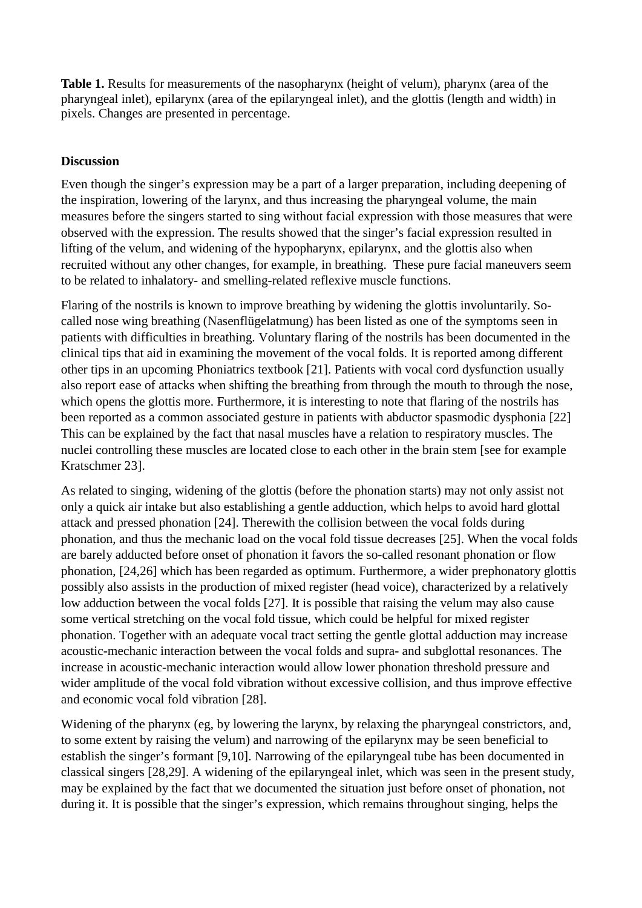**Table 1.** Results for measurements of the nasopharynx (height of velum), pharynx (area of the pharyngeal inlet), epilarynx (area of the epilaryngeal inlet), and the glottis (length and width) in pixels. Changes are presented in percentage.

**Discussion**

Even though the singer's expression may be a part of a larger preparation, including deepening of the inspiration, lowering of the larynx, and thus increasing the pharyngeal volume, the main measures before the singers started to sing without facial expression with those measures that were observed with the expression. The results showed that the singer's facial expression resulted in lifting of the velum, and widening of the hypopharynx, epilarynx, and the glottis also when recruited without any other changes, for example, in breathing. These pure facial maneuvers seem to be related to inhalatory- and smelling-related reflexive muscle functions.

Flaring of the nostrils is known to improve breathing by widening the glottis involuntarily. So-called nose wing breathing (Nasenflügelatmung) has been listed as one of the symptoms seen in patients with difficulties in breathing. Voluntary flaring of the nostrils has been documented in the clinical tips that aid in examining the movement of the vocal folds. It is reported among different other tips in an upcoming Phoniatrics textbook [21]. Patients with vocal cord dysfunction usually also report ease of attacks when shifting the breathing from through the mouth to through the nose, which opens the glottis more. Furthermore, it is interesting to note that flaring of the nostrils has been reported as a common associated gesture in patients with abductor spasmodic dysphonia [22] This can be explained by the fact that nasal muscles have a relation to respiratory muscles. The nuclei controlling these muscles are located close to each other in the brain stem [see for example Kratschmer 23].

As related to singing, widening of the glottis (before the phonation starts) may not only assist not only a quick air intake but also establishing a gentle adduction, which helps to avoid hard glottal attack and pressed phonation [24]. Therewith the collision between the vocal folds during phonation, and thus the mechanic load on the vocal fold tissue decreases [25]. When the vocal folds are barely adducted before onset of phonation it favors the so-called resonant phonation or flow phonation, [24,26] which has been regarded as optimum. Furthermore, a wider prephonatory glottis possibly also assists in the production of mixed register (head voice), characterized by a relatively low adduction between the vocal folds [27]. It is possible that raising the velum may also cause some vertical stretching on the vocal fold tissue, which could be helpful for mixed register phonation. Together with an adequate vocal tract setting the gentle glottal adduction may increase acoustic-mechanic interaction between the vocal folds and supra- and subglottal resonances. The increase in acoustic-mechanic interaction would allow lower phonation threshold pressure and wider amplitude of the vocal fold vibration without excessive collision, and thus improve effective and economic vocal fold vibration [28].

Widening of the pharynx (eg, by lowering the larynx, by relaxing the pharyngeal constrictors, and, to some extent by raising the velum) and narrowing of the epilarynx may be seen beneficial to establish the singer's formant [9,10]. Narrowing of the epilaryngeal tube has been documented in classical singers [28,29]. A widening of the epilaryngeal inlet, which was seen in the present study, may be explained by the fact that we documented the situation just before onset of phonation, not during it. It is possible that the singer's expression, which remains throughout singing, helps the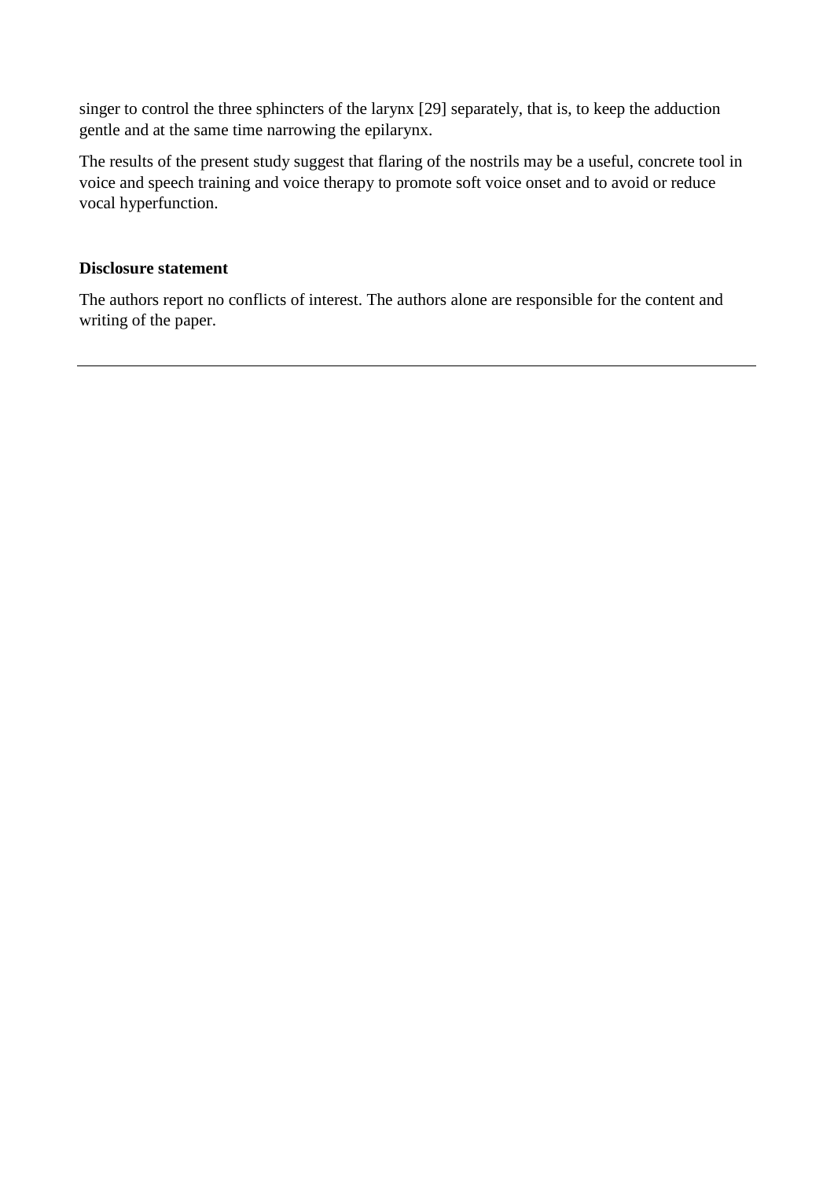singer to control the three sphincters of the larynx [29] separately, that is, to keep the adduction gentle and at the same time narrowing the epilarynx.

The results of the present study suggest that flaring of the nostrils may be a useful, concrete tool in voice and speech training and voice therapy to promote soft voice onset and to avoid or reduce vocal hyperfunction.

**Disclosure statement**

The authors report no conflicts of interest. The authors alone are responsible for the content and writing of the paper.

---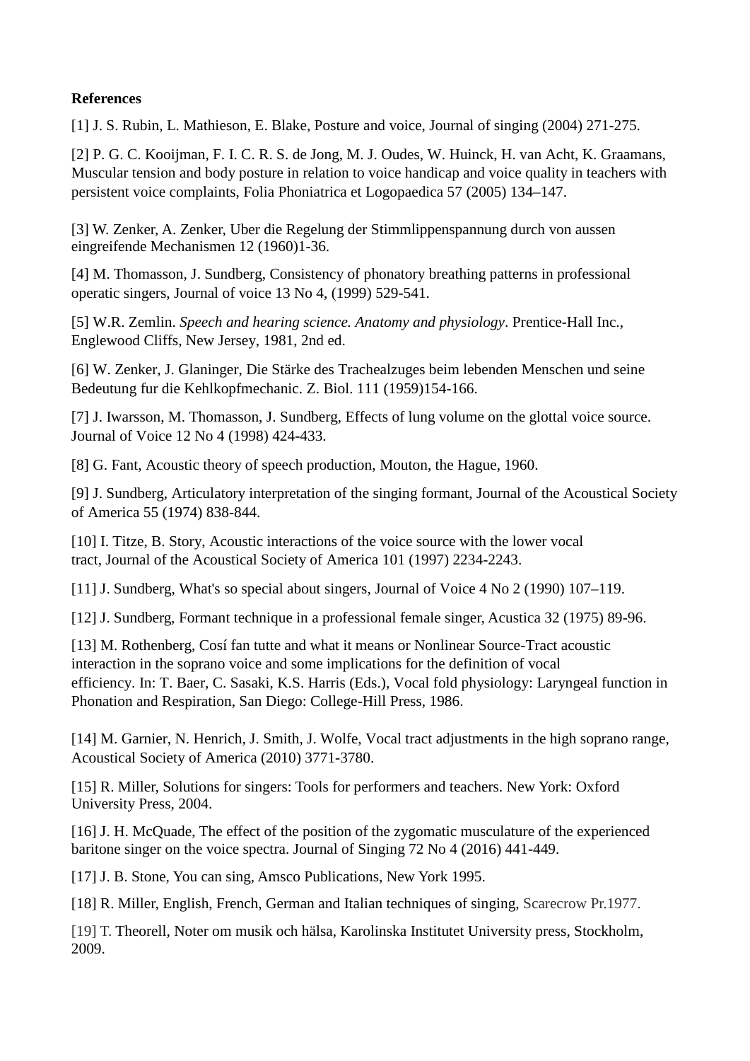**References**

[1] J. S. Rubin, L. Mathieson, E. Blake, Posture and voice, Journal of singing (2004) 271-275.

[2] P. G. C. Kooijman, F. I. C. R. S. de Jong, M. J. Oudes, W. Huinck, H. van Acht, K. Graamans, Muscular tension and body posture in relation to voice handicap and voice quality in teachers with persistent voice complaints, Folia Phoniatrica et Logopaedica 57 (2005) 134–147.

[3] W. Zenker, A. Zenker, Uber die Regelung der Stimmlippenspannung durch von aussen eingreifende Mechanismen 12 (1960)1-36.

[4] M. Thomasson, J. Sundberg, Consistency of phonatory breathing patterns in professional operatic singers, Journal of voice 13 No 4, (1999) 529-541.

[5] W.R. Zemlin. *Speech and hearing science. Anatomy and physiology*. Prentice-Hall Inc., Englewood Cliffs, New Jersey, 1981, 2nd ed.

[6] W. Zenker, J. Glaninger, Die Stärke des Trachealzuges beim lebenden Menschen und seine Bedeutung fur die Kehlkopfmechanic. Z. Biol. 111 (1959)154-166.

[7] J. Iwarsson, M. Thomasson, J. Sundberg, Effects of lung volume on the glottal voice source. Journal of Voice 12 No 4 (1998) 424-433.

[8] G. Fant, Acoustic theory of speech production, Mouton, the Hague, 1960.

[9] J. Sundberg, Articulatory interpretation of the singing formant, Journal of the Acoustical Society of America 55 (1974) 838-844.

[10] I. Titze, B. Story, Acoustic interactions of the voice source with the lower vocal tract, Journal of the Acoustical Society of America 101 (1997) 2234-2243.

[11] J. Sundberg, What's so special about singers, Journal of Voice 4 No 2 (1990) 107–119.

[12] J. Sundberg, Formant technique in a professional female singer, Acustica 32 (1975) 89-96.

[13] M. Rothenberg, Cosí fan tutte and what it means or Nonlinear Source-Tract acoustic interaction in the soprano voice and some implications for the definition of vocal efficiency. In: T. Baer, C. Sasaki, K.S. Harris (Eds.), Vocal fold physiology: Laryngeal function in Phonation and Respiration, San Diego: College-Hill Press, 1986.

[14] M. Garnier, N. Henrich, J. Smith, J. Wolfe, Vocal tract adjustments in the high soprano range, Acoustical Society of America (2010) 3771-3780.

[15] R. Miller, Solutions for singers: Tools for performers and teachers. New York: Oxford University Press, 2004.

[16] J. H. McQuade, The effect of the position of the zygomatic musculature of the experienced baritone singer on the voice spectra. Journal of Singing 72 No 4 (2016) 441-449.

[17] J. B. Stone, You can sing, Amsco Publications, New York 1995.

[18] R. Miller, English, French, German and Italian techniques of singing, Scarecrow Pr.1977.

[19] T. Theorell, Noter om musik och hälsa, Karolinska Institutet University press, Stockholm, 2009.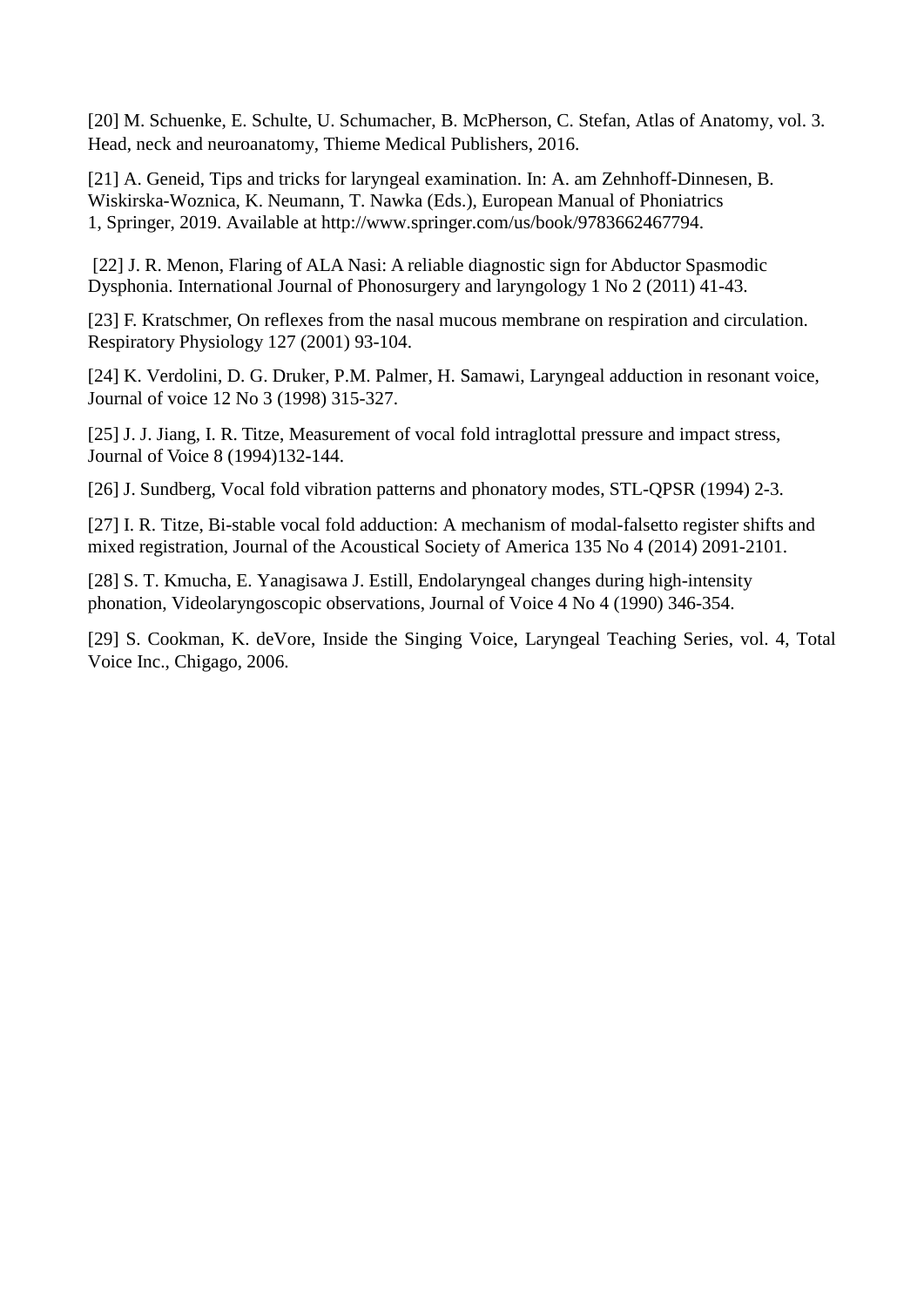[20] M. Schuenke, E. Schulte, U. Schumacher, B. McPherson, C. Stefan, Atlas of Anatomy, vol. 3. Head, neck and neuroanatomy, Thieme Medical Publishers, 2016.

[21] A. Geneid, Tips and tricks for laryngeal examination. In: A. am Zehnhoff-Dinnesen, B. Wiskirska-Woznica, K. Neumann, T. Nawka (Eds.), European Manual of Phoniatrics 1, Springer, 2019. Available at http://www.springer.com/us/book/9783662467794.

[22] J. R. Menon, Flaring of ALA Nasi: A reliable diagnostic sign for Abductor Spasmodic Dysphonia. International Journal of Phonosurgery and laryngology 1 No 2 (2011) 41-43.

[23] F. Kratschmer, On reflexes from the nasal mucous membrane on respiration and circulation. Respiratory Physiology 127 (2001) 93-104.

[24] K. Verdolini, D. G. Druker, P.M. Palmer, H. Samawi, Laryngeal adduction in resonant voice, Journal of voice 12 No 3 (1998) 315-327.

[25] J. J. Jiang, I. R. Titze, Measurement of vocal fold intraglottal pressure and impact stress, Journal of Voice 8 (1994)132-144.

[26] J. Sundberg, Vocal fold vibration patterns and phonatory modes, STL-QPSR (1994) 2-3.

[27] I. R. Titze, Bi-stable vocal fold adduction: A mechanism of modal-falsetto register shifts and mixed registration, Journal of the Acoustical Society of America 135 No 4 (2014) 2091-2101.

[28] S. T. Kmucha, E. Yanagisawa J. Estill, Endolaryngeal changes during high-intensity phonation, Videolaryngoscopic observations, Journal of Voice 4 No 4 (1990) 346-354.

[29] S. Cookman, K. deVore, Inside the Singing Voice, Laryngeal Teaching Series, vol. 4, Total Voice Inc., Chigago, 2006.